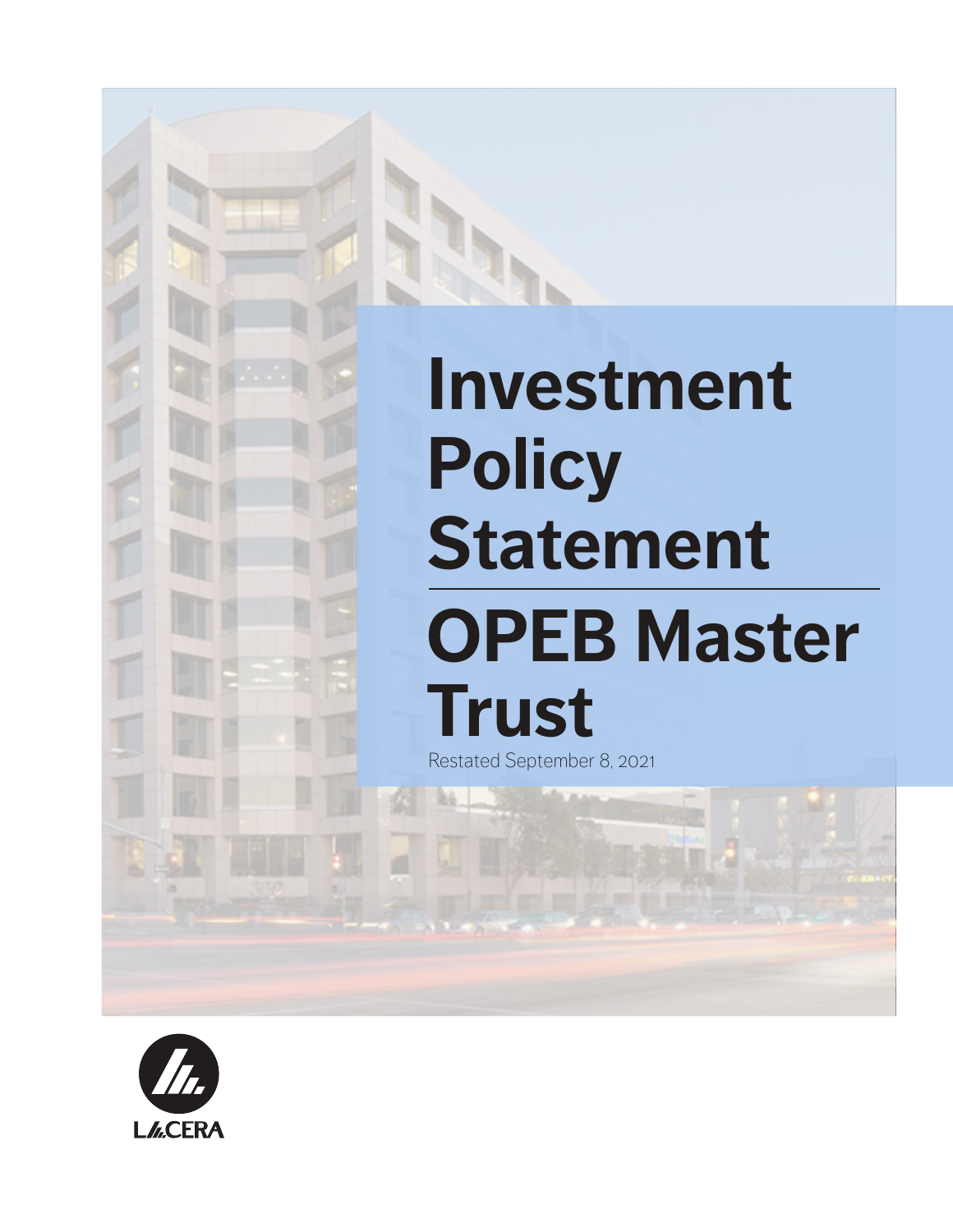# Investment Policy Statement

# OPEB Master Trust

Restated September 8, 2021

LACERA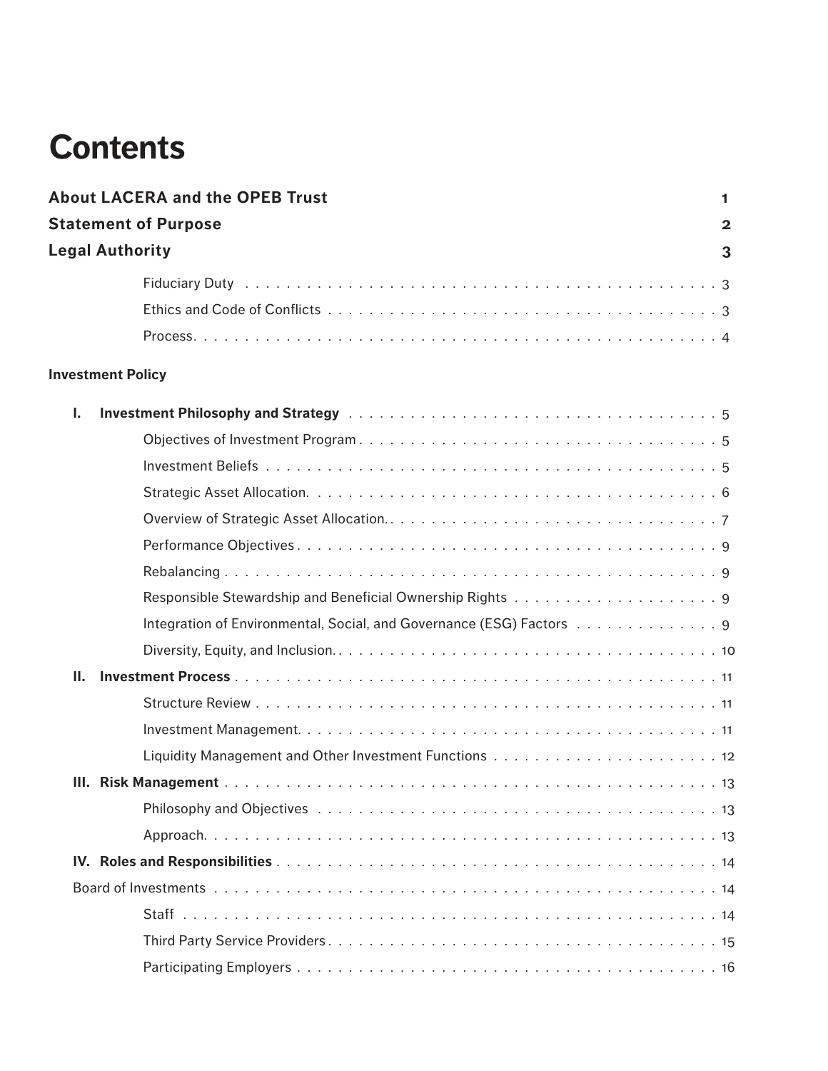# Contents

**About LACERA and the OPEB Trust** 1

**Statement of Purpose** 2

**Legal Authority** 3

- Fiduciary Duty . . . 3
- Ethics and Code of Conflicts . . . 3
- Process. . . . 4

**Investment Policy**

**I. Investment Philosophy and Strategy** . . . 5

- Objectives of Investment Program . . . 5
- Investment Beliefs . . . 5
- Strategic Asset Allocation. . . . 6
- Overview of Strategic Asset Allocation. . . . 7
- Performance Objectives . . . 9
- Rebalancing . . . 9
- Responsible Stewardship and Beneficial Ownership Rights . . . 9
- Integration of Environmental, Social, and Governance (ESG) Factors . . . 9
- Diversity, Equity, and Inclusion. . . . 10

**II. Investment Process** . . . 11

- Structure Review . . . 11
- Investment Management. . . . 11
- Liquidity Management and Other Investment Functions . . . 12

**III. Risk Management** . . . 13

- Philosophy and Objectives . . . 13
- Approach. . . . 13

**IV. Roles and Responsibilities** . . . 14

Board of Investments . . . 14

- Staff . . . 14
- Third Party Service Providers . . . 15
- Participating Employers . . . 16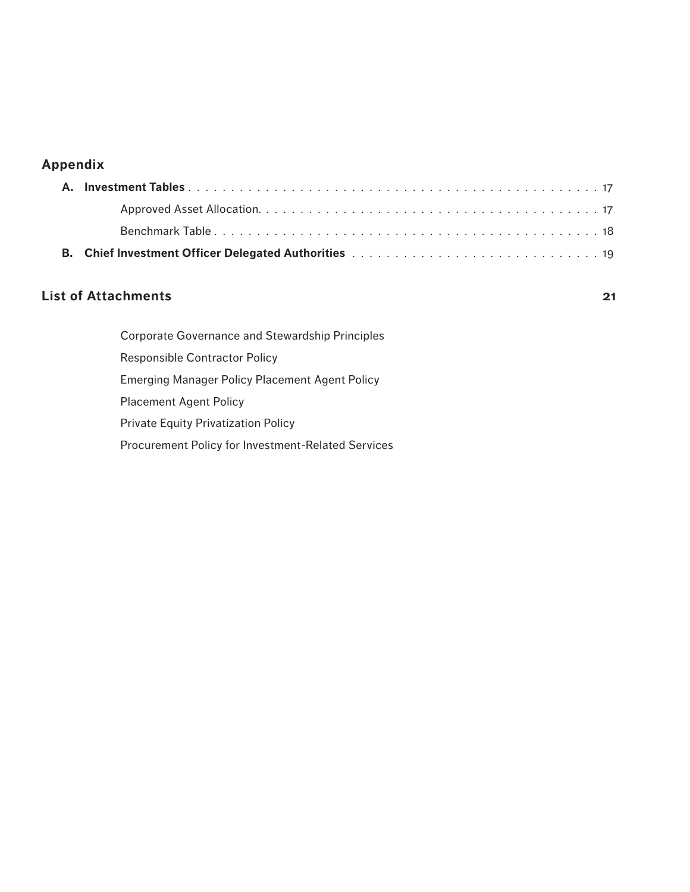## Appendix

**A. Investment Tables** . . . . . . . . . . . . . . . . . . . . . . . . . . . . . . . . . . . . . . . . . . . . . . 17

Approved Asset Allocation. . . . . . . . . . . . . . . . . . . . . . . . . . . . . . . . . . . . . . . . 17

Benchmark Table . . . . . . . . . . . . . . . . . . . . . . . . . . . . . . . . . . . . . . . . . . . . . 18

**B. Chief Investment Officer Delegated Authorities** . . . . . . . . . . . . . . . . . . . . . . . . . . . . 19

## List of Attachments **21**

Corporate Governance and Stewardship Principles

Responsible Contractor Policy

Emerging Manager Policy Placement Agent Policy

Placement Agent Policy

Private Equity Privatization Policy

Procurement Policy for Investment-Related Services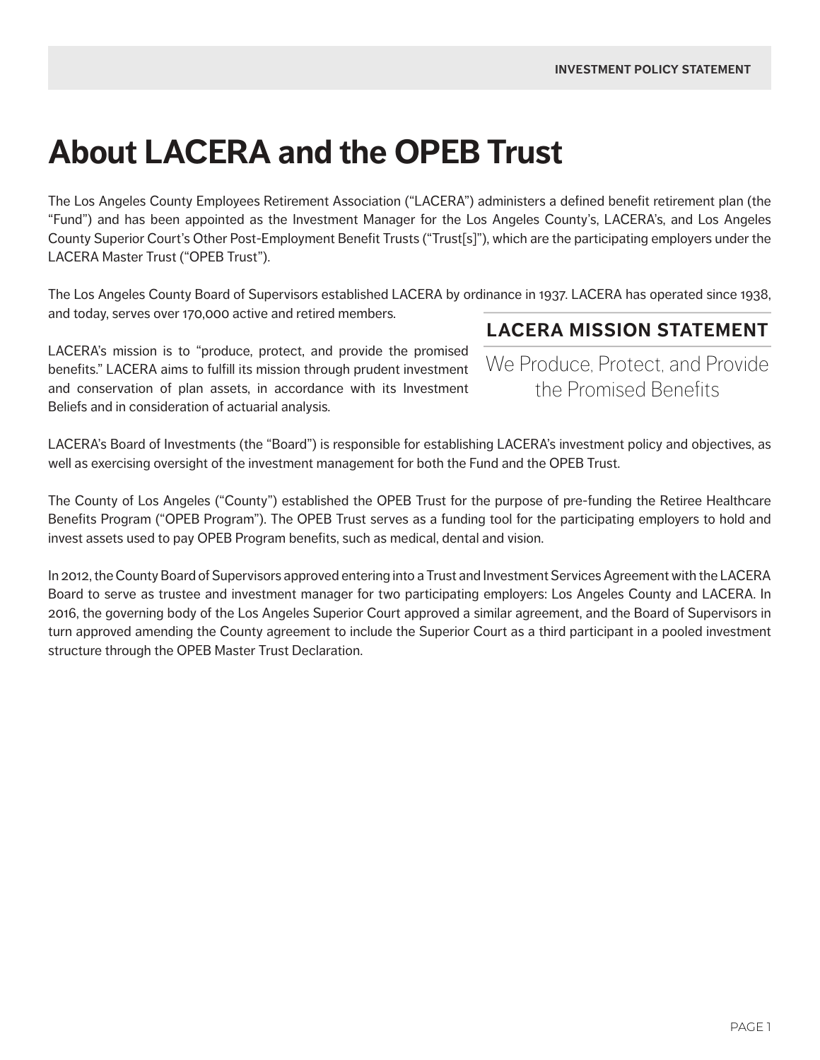# About LACERA and the OPEB Trust

The Los Angeles County Employees Retirement Association ("LACERA") administers a defined benefit retirement plan (the "Fund") and has been appointed as the Investment Manager for the Los Angeles County's, LACERA's, and Los Angeles County Superior Court's Other Post-Employment Benefit Trusts ("Trust[s]"), which are the participating employers under the LACERA Master Trust ("OPEB Trust").

The Los Angeles County Board of Supervisors established LACERA by ordinance in 1937. LACERA has operated since 1938, and today, serves over 170,000 active and retired members.

LACERA's mission is to "produce, protect, and provide the promised benefits." LACERA aims to fulfill its mission through prudent investment and conservation of plan assets, in accordance with its Investment Beliefs and in consideration of actuarial analysis.

## LACERA MISSION STATEMENT

We Produce, Protect, and Provide the Promised Benefits

LACERA's Board of Investments (the "Board") is responsible for establishing LACERA's investment policy and objectives, as well as exercising oversight of the investment management for both the Fund and the OPEB Trust.

The County of Los Angeles ("County") established the OPEB Trust for the purpose of pre-funding the Retiree Healthcare Benefits Program ("OPEB Program"). The OPEB Trust serves as a funding tool for the participating employers to hold and invest assets used to pay OPEB Program benefits, such as medical, dental and vision.

In 2012, the County Board of Supervisors approved entering into a Trust and Investment Services Agreement with the LACERA Board to serve as trustee and investment manager for two participating employers: Los Angeles County and LACERA. In 2016, the governing body of the Los Angeles Superior Court approved a similar agreement, and the Board of Supervisors in turn approved amending the County agreement to include the Superior Court as a third participant in a pooled investment structure through the OPEB Master Trust Declaration.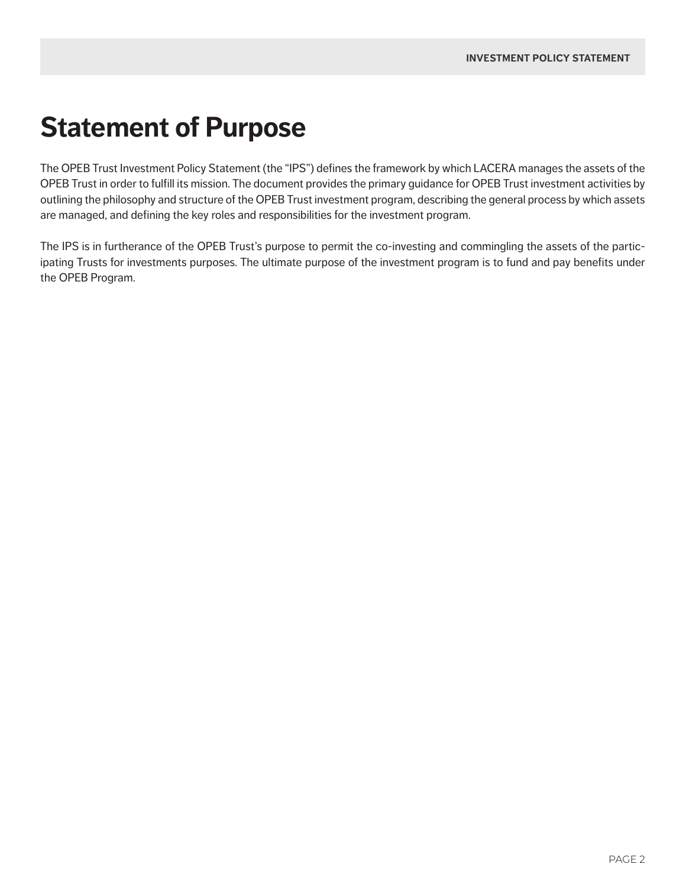# Statement of Purpose

The OPEB Trust Investment Policy Statement (the "IPS") defines the framework by which LACERA manages the assets of the OPEB Trust in order to fulfill its mission. The document provides the primary guidance for OPEB Trust investment activities by outlining the philosophy and structure of the OPEB Trust investment program, describing the general process by which assets are managed, and defining the key roles and responsibilities for the investment program.

The IPS is in furtherance of the OPEB Trust's purpose to permit the co-investing and commingling the assets of the participating Trusts for investments purposes. The ultimate purpose of the investment program is to fund and pay benefits under the OPEB Program.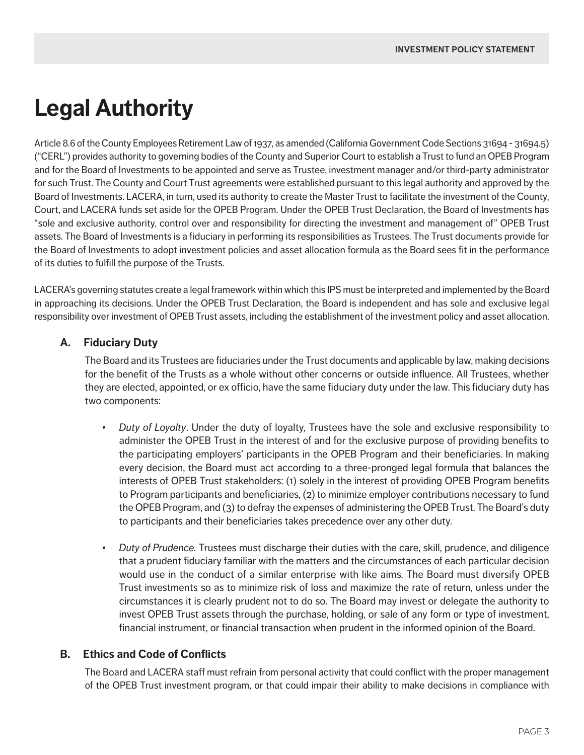# Legal Authority

Article 8.6 of the County Employees Retirement Law of 1937, as amended (California Government Code Sections 31694 - 31694.5) ("CERL") provides authority to governing bodies of the County and Superior Court to establish a Trust to fund an OPEB Program and for the Board of Investments to be appointed and serve as Trustee, investment manager and/or third-party administrator for such Trust. The County and Court Trust agreements were established pursuant to this legal authority and approved by the Board of Investments. LACERA, in turn, used its authority to create the Master Trust to facilitate the investment of the County, Court, and LACERA funds set aside for the OPEB Program. Under the OPEB Trust Declaration, the Board of Investments has "sole and exclusive authority, control over and responsibility for directing the investment and management of" OPEB Trust assets. The Board of Investments is a fiduciary in performing its responsibilities as Trustees. The Trust documents provide for the Board of Investments to adopt investment policies and asset allocation formula as the Board sees fit in the performance of its duties to fulfill the purpose of the Trusts.

LACERA's governing statutes create a legal framework within which this IPS must be interpreted and implemented by the Board in approaching its decisions. Under the OPEB Trust Declaration, the Board is independent and has sole and exclusive legal responsibility over investment of OPEB Trust assets, including the establishment of the investment policy and asset allocation.

### A. Fiduciary Duty

The Board and its Trustees are fiduciaries under the Trust documents and applicable by law, making decisions for the benefit of the Trusts as a whole without other concerns or outside influence. All Trustees, whether they are elected, appointed, or ex officio, have the same fiduciary duty under the law. This fiduciary duty has two components:

- *Duty of Loyalty*. Under the duty of loyalty, Trustees have the sole and exclusive responsibility to administer the OPEB Trust in the interest of and for the exclusive purpose of providing benefits to the participating employers' participants in the OPEB Program and their beneficiaries. In making every decision, the Board must act according to a three-pronged legal formula that balances the interests of OPEB Trust stakeholders: (1) solely in the interest of providing OPEB Program benefits to Program participants and beneficiaries, (2) to minimize employer contributions necessary to fund the OPEB Program, and (3) to defray the expenses of administering the OPEB Trust. The Board's duty to participants and their beneficiaries takes precedence over any other duty.

- *Duty of Prudence.* Trustees must discharge their duties with the care, skill, prudence, and diligence that a prudent fiduciary familiar with the matters and the circumstances of each particular decision would use in the conduct of a similar enterprise with like aims. The Board must diversify OPEB Trust investments so as to minimize risk of loss and maximize the rate of return, unless under the circumstances it is clearly prudent not to do so. The Board may invest or delegate the authority to invest OPEB Trust assets through the purchase, holding, or sale of any form or type of investment, financial instrument, or financial transaction when prudent in the informed opinion of the Board.

### B. Ethics and Code of Conflicts

The Board and LACERA staff must refrain from personal activity that could conflict with the proper management of the OPEB Trust investment program, or that could impair their ability to make decisions in compliance with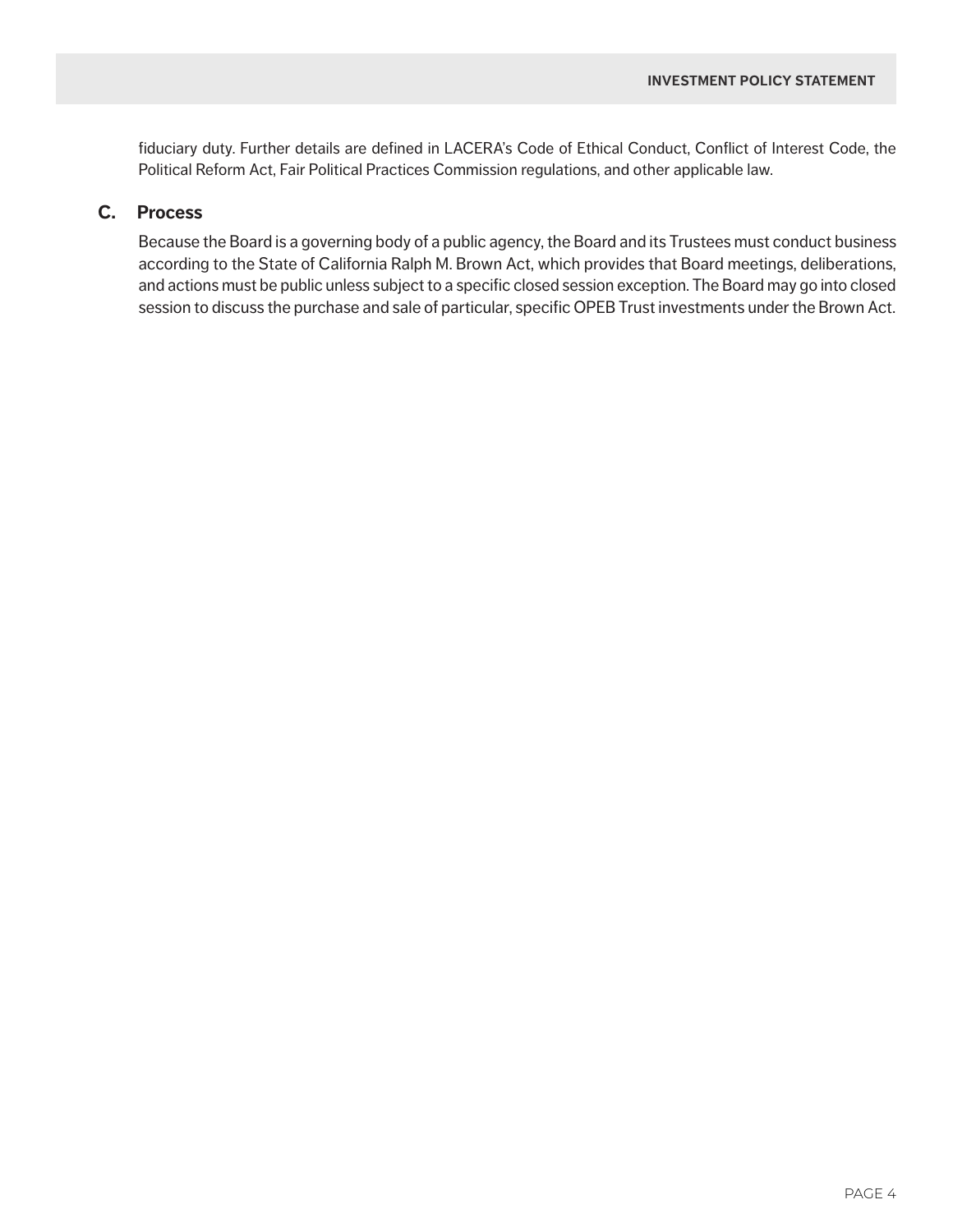fiduciary duty. Further details are defined in LACERA's Code of Ethical Conduct, Conflict of Interest Code, the Political Reform Act, Fair Political Practices Commission regulations, and other applicable law.

## C. Process

Because the Board is a governing body of a public agency, the Board and its Trustees must conduct business according to the State of California Ralph M. Brown Act, which provides that Board meetings, deliberations, and actions must be public unless subject to a specific closed session exception. The Board may go into closed session to discuss the purchase and sale of particular, specific OPEB Trust investments under the Brown Act.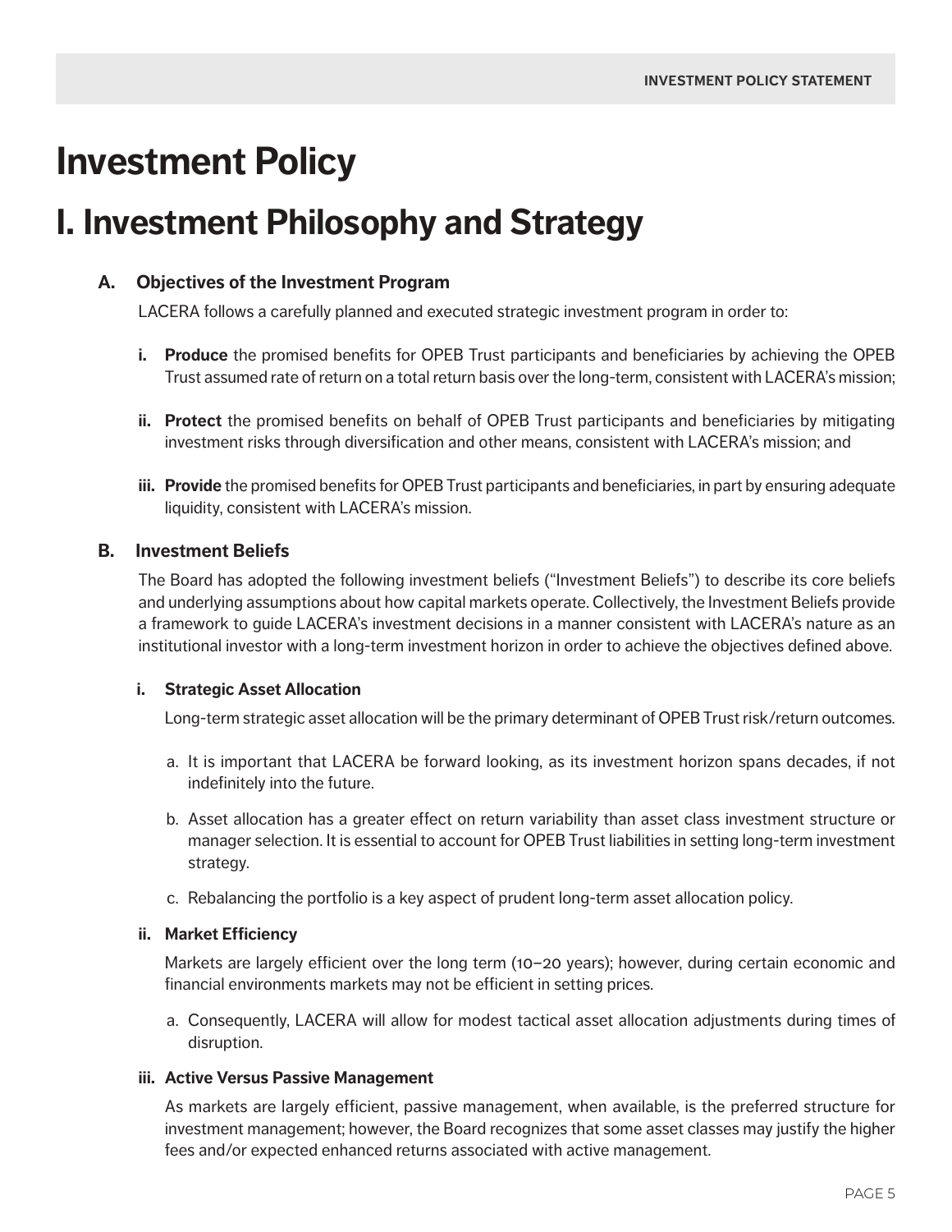# Investment Policy

# I. Investment Philosophy and Strategy

### A. Objectives of the Investment Program

LACERA follows a carefully planned and executed strategic investment program in order to:

**i. Produce** the promised benefits for OPEB Trust participants and beneficiaries by achieving the OPEB Trust assumed rate of return on a total return basis over the long-term, consistent with LACERA's mission;

**ii. Protect** the promised benefits on behalf of OPEB Trust participants and beneficiaries by mitigating investment risks through diversification and other means, consistent with LACERA's mission; and

**iii. Provide** the promised benefits for OPEB Trust participants and beneficiaries, in part by ensuring adequate liquidity, consistent with LACERA's mission.

### B. Investment Beliefs

The Board has adopted the following investment beliefs ("Investment Beliefs") to describe its core beliefs and underlying assumptions about how capital markets operate. Collectively, the Investment Beliefs provide a framework to guide LACERA's investment decisions in a manner consistent with LACERA's nature as an institutional investor with a long-term investment horizon in order to achieve the objectives defined above.

#### i. Strategic Asset Allocation

Long-term strategic asset allocation will be the primary determinant of OPEB Trust risk/return outcomes.

a. It is important that LACERA be forward looking, as its investment horizon spans decades, if not indefinitely into the future.

b. Asset allocation has a greater effect on return variability than asset class investment structure or manager selection. It is essential to account for OPEB Trust liabilities in setting long-term investment strategy.

c. Rebalancing the portfolio is a key aspect of prudent long-term asset allocation policy.

#### ii. Market Efficiency

Markets are largely efficient over the long term (10–20 years); however, during certain economic and financial environments markets may not be efficient in setting prices.

a. Consequently, LACERA will allow for modest tactical asset allocation adjustments during times of disruption.

#### iii. Active Versus Passive Management

As markets are largely efficient, passive management, when available, is the preferred structure for investment management; however, the Board recognizes that some asset classes may justify the higher fees and/or expected enhanced returns associated with active management.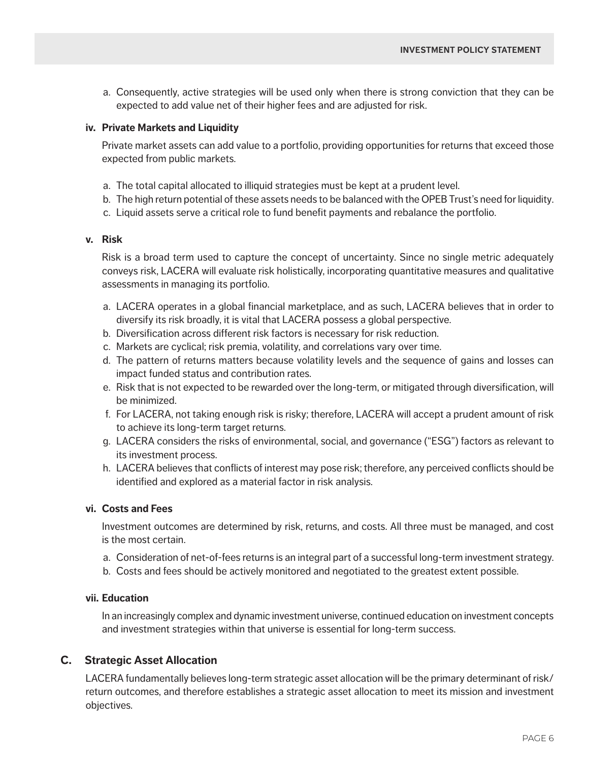a. Consequently, active strategies will be used only when there is strong conviction that they can be expected to add value net of their higher fees and are adjusted for risk.

#### iv. Private Markets and Liquidity

Private market assets can add value to a portfolio, providing opportunities for returns that exceed those expected from public markets.

a. The total capital allocated to illiquid strategies must be kept at a prudent level.
b. The high return potential of these assets needs to be balanced with the OPEB Trust's need for liquidity.
c. Liquid assets serve a critical role to fund benefit payments and rebalance the portfolio.

#### v. Risk

Risk is a broad term used to capture the concept of uncertainty. Since no single metric adequately conveys risk, LACERA will evaluate risk holistically, incorporating quantitative measures and qualitative assessments in managing its portfolio.

a. LACERA operates in a global financial marketplace, and as such, LACERA believes that in order to diversify its risk broadly, it is vital that LACERA possess a global perspective.
b. Diversification across different risk factors is necessary for risk reduction.
c. Markets are cyclical; risk premia, volatility, and correlations vary over time.
d. The pattern of returns matters because volatility levels and the sequence of gains and losses can impact funded status and contribution rates.
e. Risk that is not expected to be rewarded over the long-term, or mitigated through diversification, will be minimized.
f. For LACERA, not taking enough risk is risky; therefore, LACERA will accept a prudent amount of risk to achieve its long-term target returns.
g. LACERA considers the risks of environmental, social, and governance ("ESG") factors as relevant to its investment process.
h. LACERA believes that conflicts of interest may pose risk; therefore, any perceived conflicts should be identified and explored as a material factor in risk analysis.

#### vi. Costs and Fees

Investment outcomes are determined by risk, returns, and costs. All three must be managed, and cost is the most certain.

a. Consideration of net-of-fees returns is an integral part of a successful long-term investment strategy.
b. Costs and fees should be actively monitored and negotiated to the greatest extent possible.

#### vii. Education

In an increasingly complex and dynamic investment universe, continued education on investment concepts and investment strategies within that universe is essential for long-term success.

### C. Strategic Asset Allocation

LACERA fundamentally believes long-term strategic asset allocation will be the primary determinant of risk/return outcomes, and therefore establishes a strategic asset allocation to meet its mission and investment objectives.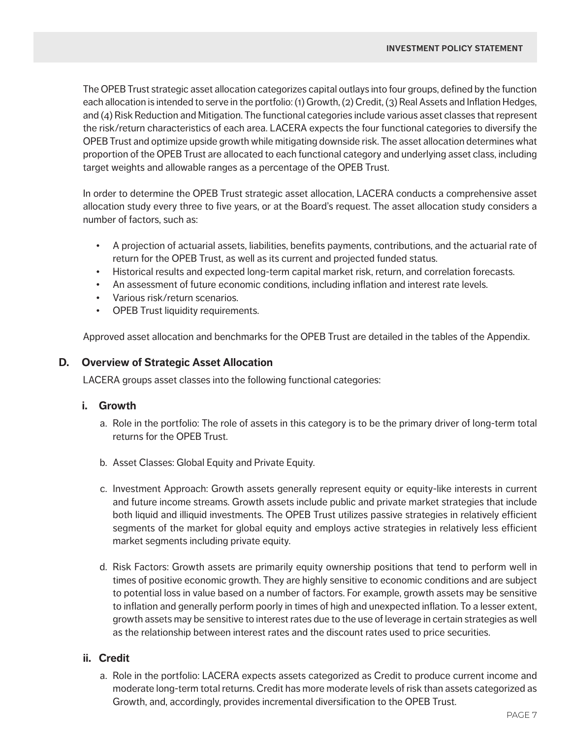The OPEB Trust strategic asset allocation categorizes capital outlays into four groups, defined by the function each allocation is intended to serve in the portfolio: (1) Growth, (2) Credit, (3) Real Assets and Inflation Hedges, and (4) Risk Reduction and Mitigation. The functional categories include various asset classes that represent the risk/return characteristics of each area. LACERA expects the four functional categories to diversify the OPEB Trust and optimize upside growth while mitigating downside risk. The asset allocation determines what proportion of the OPEB Trust are allocated to each functional category and underlying asset class, including target weights and allowable ranges as a percentage of the OPEB Trust.

In order to determine the OPEB Trust strategic asset allocation, LACERA conducts a comprehensive asset allocation study every three to five years, or at the Board's request. The asset allocation study considers a number of factors, such as:

- A projection of actuarial assets, liabilities, benefits payments, contributions, and the actuarial rate of return for the OPEB Trust, as well as its current and projected funded status.
- Historical results and expected long-term capital market risk, return, and correlation forecasts.
- An assessment of future economic conditions, including inflation and interest rate levels.
- Various risk/return scenarios.
- OPEB Trust liquidity requirements.

Approved asset allocation and benchmarks for the OPEB Trust are detailed in the tables of the Appendix.

## D. Overview of Strategic Asset Allocation

LACERA groups asset classes into the following functional categories:

### i. Growth

a. Role in the portfolio: The role of assets in this category is to be the primary driver of long-term total returns for the OPEB Trust.

b. Asset Classes: Global Equity and Private Equity.

c. Investment Approach: Growth assets generally represent equity or equity-like interests in current and future income streams. Growth assets include public and private market strategies that include both liquid and illiquid investments. The OPEB Trust utilizes passive strategies in relatively efficient segments of the market for global equity and employs active strategies in relatively less efficient market segments including private equity.

d. Risk Factors: Growth assets are primarily equity ownership positions that tend to perform well in times of positive economic growth. They are highly sensitive to economic conditions and are subject to potential loss in value based on a number of factors. For example, growth assets may be sensitive to inflation and generally perform poorly in times of high and unexpected inflation. To a lesser extent, growth assets may be sensitive to interest rates due to the use of leverage in certain strategies as well as the relationship between interest rates and the discount rates used to price securities.

### ii. Credit

a. Role in the portfolio: LACERA expects assets categorized as Credit to produce current income and moderate long-term total returns. Credit has more moderate levels of risk than assets categorized as Growth, and, accordingly, provides incremental diversification to the OPEB Trust.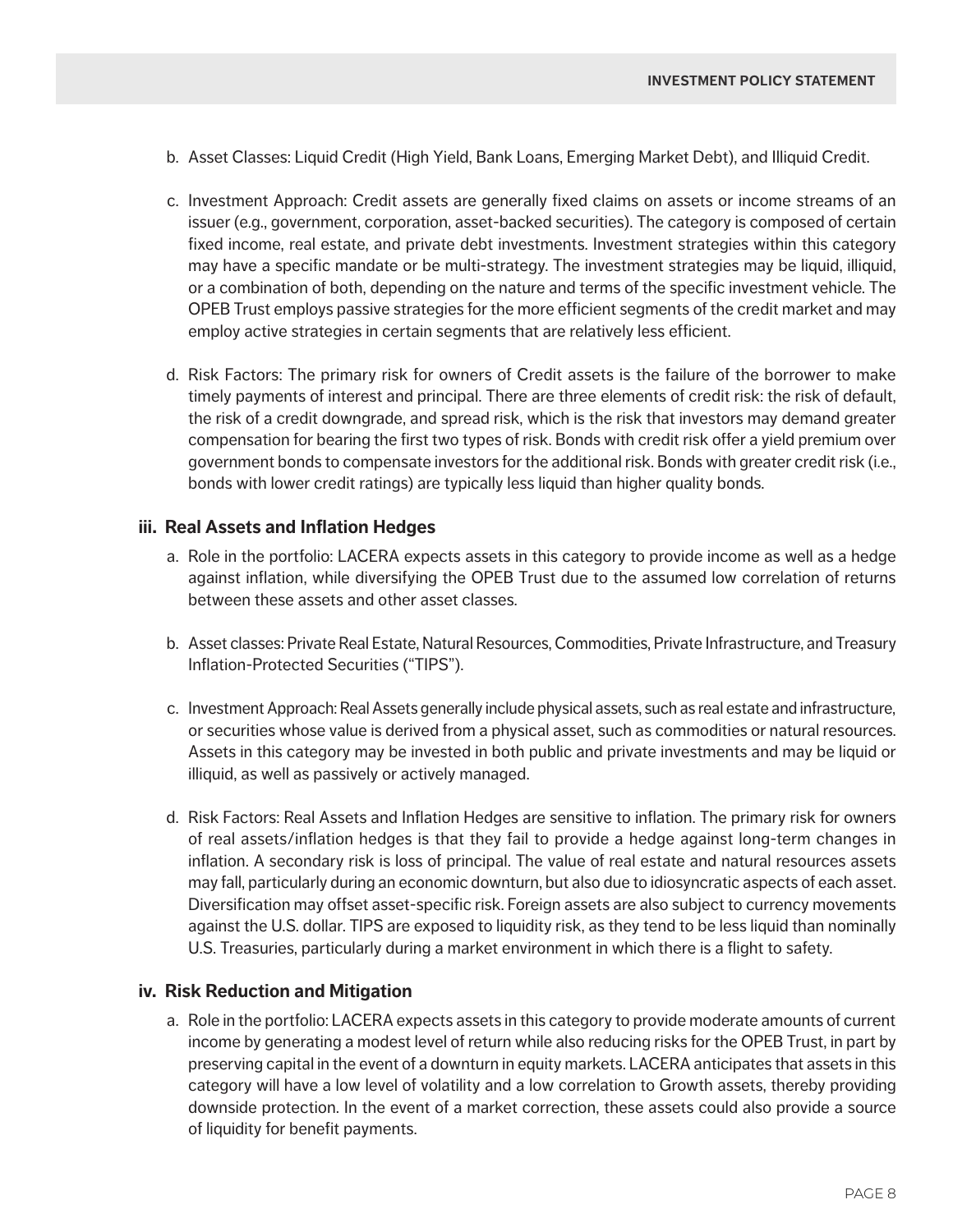b. Asset Classes: Liquid Credit (High Yield, Bank Loans, Emerging Market Debt), and Illiquid Credit.

c. Investment Approach: Credit assets are generally fixed claims on assets or income streams of an issuer (e.g., government, corporation, asset-backed securities). The category is composed of certain fixed income, real estate, and private debt investments. Investment strategies within this category may have a specific mandate or be multi-strategy. The investment strategies may be liquid, illiquid, or a combination of both, depending on the nature and terms of the specific investment vehicle. The OPEB Trust employs passive strategies for the more efficient segments of the credit market and may employ active strategies in certain segments that are relatively less efficient.

d. Risk Factors: The primary risk for owners of Credit assets is the failure of the borrower to make timely payments of interest and principal. There are three elements of credit risk: the risk of default, the risk of a credit downgrade, and spread risk, which is the risk that investors may demand greater compensation for bearing the first two types of risk. Bonds with credit risk offer a yield premium over government bonds to compensate investors for the additional risk. Bonds with greater credit risk (i.e., bonds with lower credit ratings) are typically less liquid than higher quality bonds.

### iii. Real Assets and Inflation Hedges

a. Role in the portfolio: LACERA expects assets in this category to provide income as well as a hedge against inflation, while diversifying the OPEB Trust due to the assumed low correlation of returns between these assets and other asset classes.

b. Asset classes: Private Real Estate, Natural Resources, Commodities, Private Infrastructure, and Treasury Inflation-Protected Securities ("TIPS").

c. Investment Approach: Real Assets generally include physical assets, such as real estate and infrastructure, or securities whose value is derived from a physical asset, such as commodities or natural resources. Assets in this category may be invested in both public and private investments and may be liquid or illiquid, as well as passively or actively managed.

d. Risk Factors: Real Assets and Inflation Hedges are sensitive to inflation. The primary risk for owners of real assets/inflation hedges is that they fail to provide a hedge against long-term changes in inflation. A secondary risk is loss of principal. The value of real estate and natural resources assets may fall, particularly during an economic downturn, but also due to idiosyncratic aspects of each asset. Diversification may offset asset-specific risk. Foreign assets are also subject to currency movements against the U.S. dollar. TIPS are exposed to liquidity risk, as they tend to be less liquid than nominally U.S. Treasuries, particularly during a market environment in which there is a flight to safety.

### iv. Risk Reduction and Mitigation

a. Role in the portfolio: LACERA expects assets in this category to provide moderate amounts of current income by generating a modest level of return while also reducing risks for the OPEB Trust, in part by preserving capital in the event of a downturn in equity markets. LACERA anticipates that assets in this category will have a low level of volatility and a low correlation to Growth assets, thereby providing downside protection. In the event of a market correction, these assets could also provide a source of liquidity for benefit payments.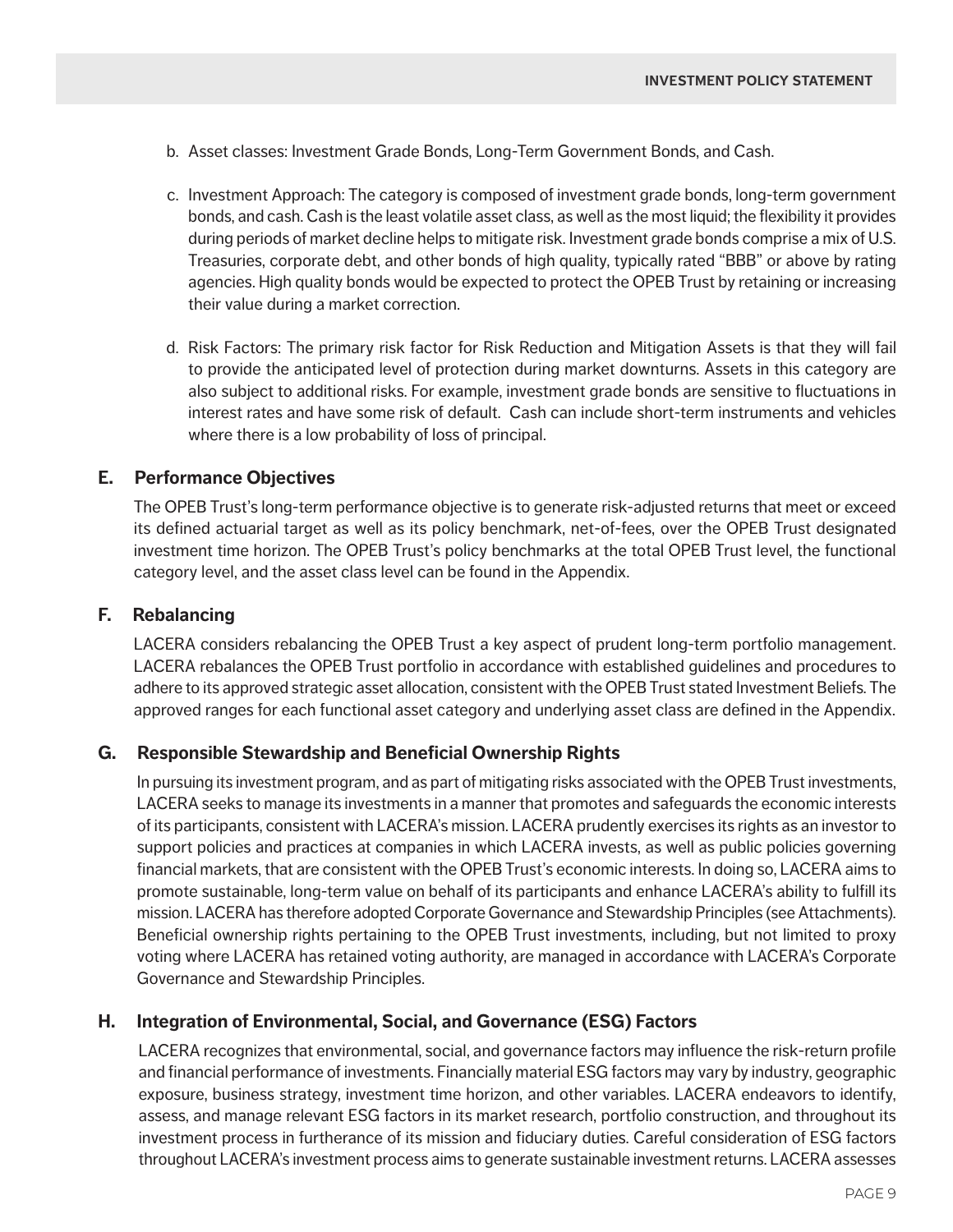b. Asset classes: Investment Grade Bonds, Long-Term Government Bonds, and Cash.

c. Investment Approach: The category is composed of investment grade bonds, long-term government bonds, and cash. Cash is the least volatile asset class, as well as the most liquid; the flexibility it provides during periods of market decline helps to mitigate risk. Investment grade bonds comprise a mix of U.S. Treasuries, corporate debt, and other bonds of high quality, typically rated "BBB" or above by rating agencies. High quality bonds would be expected to protect the OPEB Trust by retaining or increasing their value during a market correction.

d. Risk Factors: The primary risk factor for Risk Reduction and Mitigation Assets is that they will fail to provide the anticipated level of protection during market downturns. Assets in this category are also subject to additional risks. For example, investment grade bonds are sensitive to fluctuations in interest rates and have some risk of default. Cash can include short-term instruments and vehicles where there is a low probability of loss of principal.

## E. Performance Objectives

The OPEB Trust's long-term performance objective is to generate risk-adjusted returns that meet or exceed its defined actuarial target as well as its policy benchmark, net-of-fees, over the OPEB Trust designated investment time horizon. The OPEB Trust's policy benchmarks at the total OPEB Trust level, the functional category level, and the asset class level can be found in the Appendix.

## F. Rebalancing

LACERA considers rebalancing the OPEB Trust a key aspect of prudent long-term portfolio management. LACERA rebalances the OPEB Trust portfolio in accordance with established guidelines and procedures to adhere to its approved strategic asset allocation, consistent with the OPEB Trust stated Investment Beliefs. The approved ranges for each functional asset category and underlying asset class are defined in the Appendix.

## G. Responsible Stewardship and Beneficial Ownership Rights

In pursuing its investment program, and as part of mitigating risks associated with the OPEB Trust investments, LACERA seeks to manage its investments in a manner that promotes and safeguards the economic interests of its participants, consistent with LACERA's mission. LACERA prudently exercises its rights as an investor to support policies and practices at companies in which LACERA invests, as well as public policies governing financial markets, that are consistent with the OPEB Trust's economic interests. In doing so, LACERA aims to promote sustainable, long-term value on behalf of its participants and enhance LACERA's ability to fulfill its mission. LACERA has therefore adopted Corporate Governance and Stewardship Principles (see Attachments). Beneficial ownership rights pertaining to the OPEB Trust investments, including, but not limited to proxy voting where LACERA has retained voting authority, are managed in accordance with LACERA's Corporate Governance and Stewardship Principles.

## H. Integration of Environmental, Social, and Governance (ESG) Factors

LACERA recognizes that environmental, social, and governance factors may influence the risk-return profile and financial performance of investments. Financially material ESG factors may vary by industry, geographic exposure, business strategy, investment time horizon, and other variables. LACERA endeavors to identify, assess, and manage relevant ESG factors in its market research, portfolio construction, and throughout its investment process in furtherance of its mission and fiduciary duties. Careful consideration of ESG factors throughout LACERA's investment process aims to generate sustainable investment returns. LACERA assesses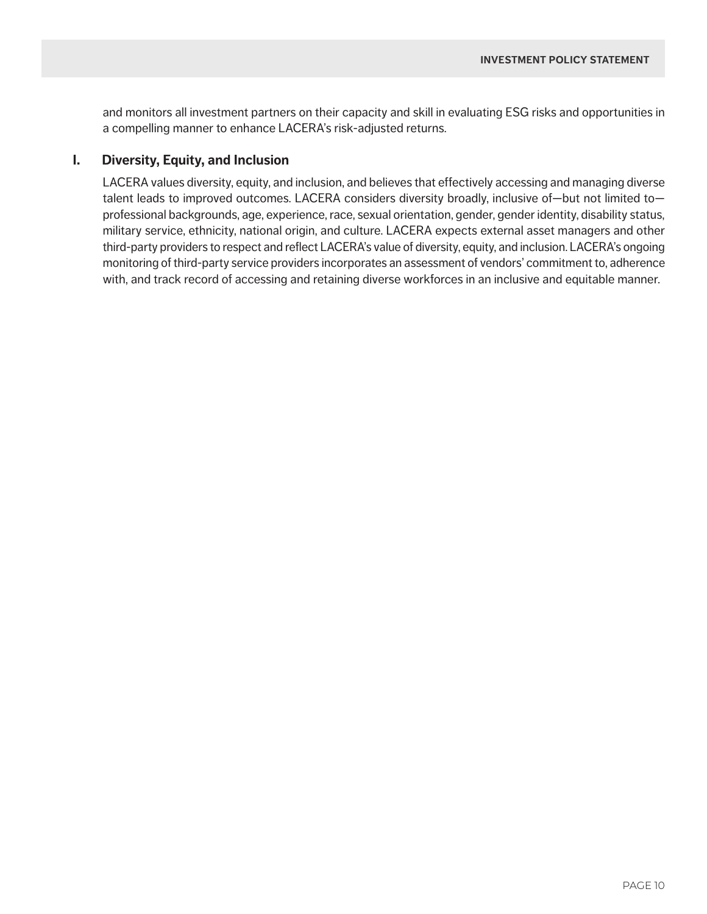and monitors all investment partners on their capacity and skill in evaluating ESG risks and opportunities in a compelling manner to enhance LACERA's risk-adjusted returns.

### I. Diversity, Equity, and Inclusion

LACERA values diversity, equity, and inclusion, and believes that effectively accessing and managing diverse talent leads to improved outcomes. LACERA considers diversity broadly, inclusive of—but not limited to—professional backgrounds, age, experience, race, sexual orientation, gender, gender identity, disability status, military service, ethnicity, national origin, and culture. LACERA expects external asset managers and other third-party providers to respect and reflect LACERA's value of diversity, equity, and inclusion. LACERA's ongoing monitoring of third-party service providers incorporates an assessment of vendors' commitment to, adherence with, and track record of accessing and retaining diverse workforces in an inclusive and equitable manner.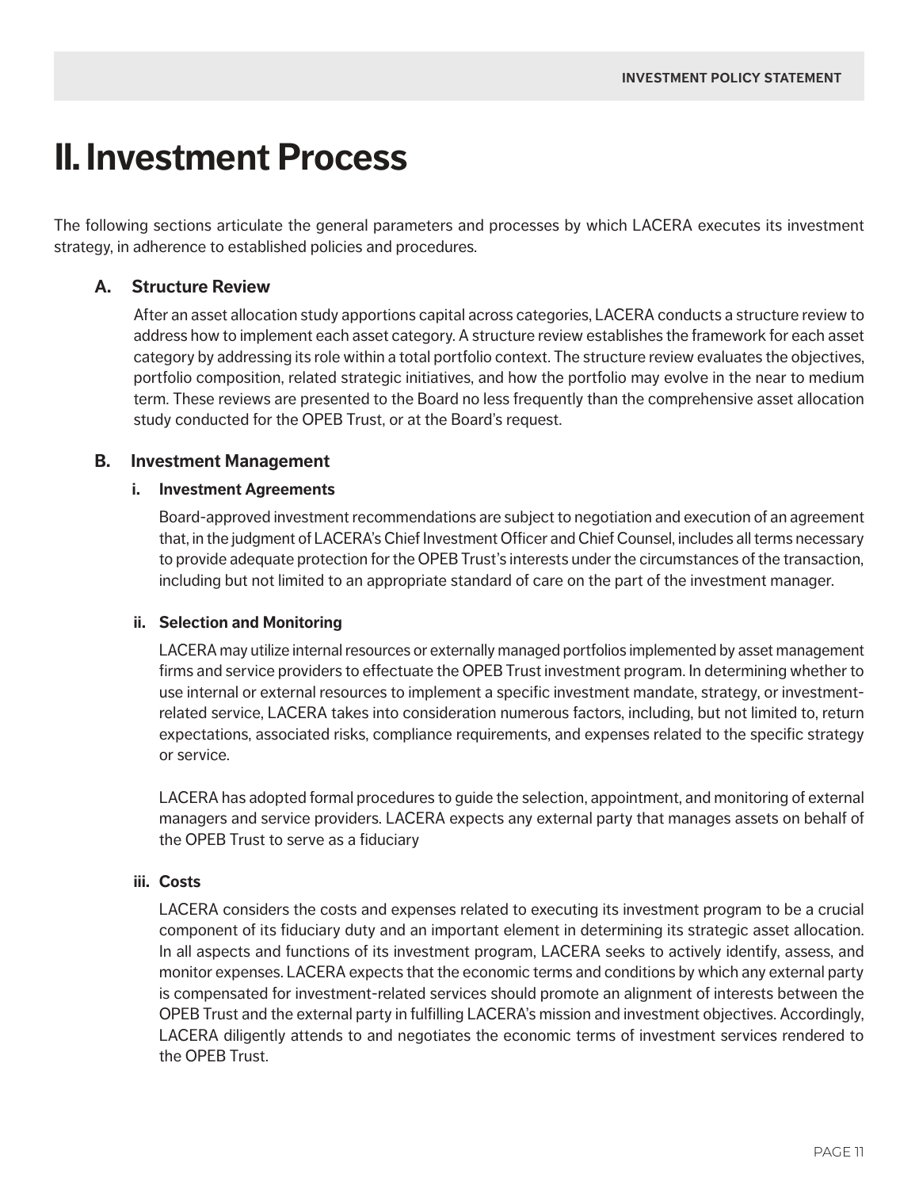# II. Investment Process

The following sections articulate the general parameters and processes by which LACERA executes its investment strategy, in adherence to established policies and procedures.

## A. Structure Review

After an asset allocation study apportions capital across categories, LACERA conducts a structure review to address how to implement each asset category. A structure review establishes the framework for each asset category by addressing its role within a total portfolio context. The structure review evaluates the objectives, portfolio composition, related strategic initiatives, and how the portfolio may evolve in the near to medium term. These reviews are presented to the Board no less frequently than the comprehensive asset allocation study conducted for the OPEB Trust, or at the Board's request.

## B. Investment Management

### i. Investment Agreements

Board-approved investment recommendations are subject to negotiation and execution of an agreement that, in the judgment of LACERA's Chief Investment Officer and Chief Counsel, includes all terms necessary to provide adequate protection for the OPEB Trust's interests under the circumstances of the transaction, including but not limited to an appropriate standard of care on the part of the investment manager.

### ii. Selection and Monitoring

LACERA may utilize internal resources or externally managed portfolios implemented by asset management firms and service providers to effectuate the OPEB Trust investment program. In determining whether to use internal or external resources to implement a specific investment mandate, strategy, or investment-related service, LACERA takes into consideration numerous factors, including, but not limited to, return expectations, associated risks, compliance requirements, and expenses related to the specific strategy or service.

LACERA has adopted formal procedures to guide the selection, appointment, and monitoring of external managers and service providers. LACERA expects any external party that manages assets on behalf of the OPEB Trust to serve as a fiduciary

### iii. Costs

LACERA considers the costs and expenses related to executing its investment program to be a crucial component of its fiduciary duty and an important element in determining its strategic asset allocation. In all aspects and functions of its investment program, LACERA seeks to actively identify, assess, and monitor expenses. LACERA expects that the economic terms and conditions by which any external party is compensated for investment-related services should promote an alignment of interests between the OPEB Trust and the external party in fulfilling LACERA's mission and investment objectives. Accordingly, LACERA diligently attends to and negotiates the economic terms of investment services rendered to the OPEB Trust.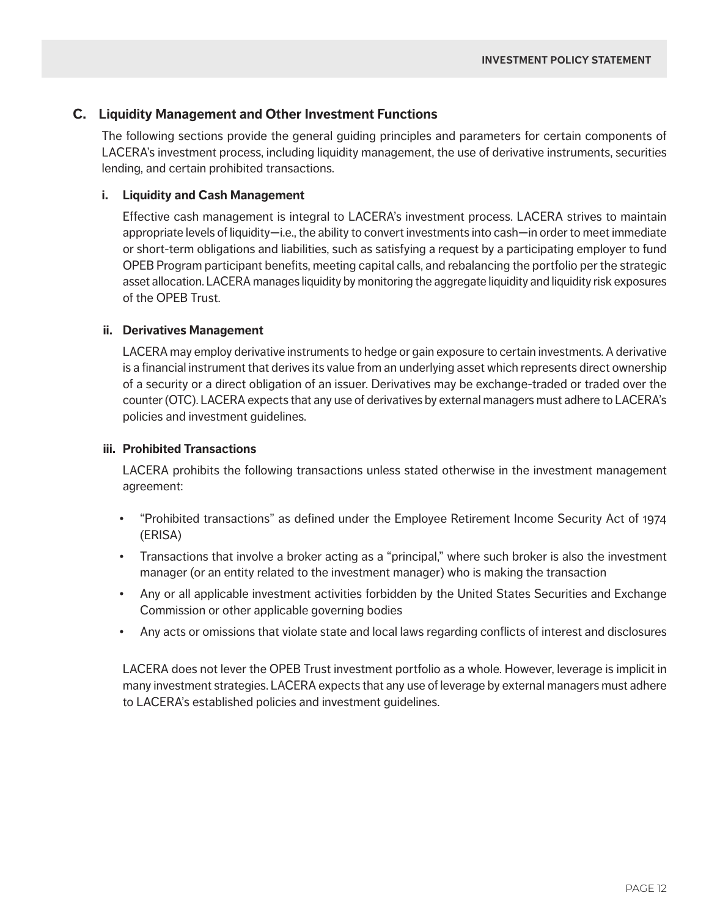## C. Liquidity Management and Other Investment Functions

The following sections provide the general guiding principles and parameters for certain components of LACERA's investment process, including liquidity management, the use of derivative instruments, securities lending, and certain prohibited transactions.

### i. Liquidity and Cash Management

Effective cash management is integral to LACERA's investment process. LACERA strives to maintain appropriate levels of liquidity—i.e., the ability to convert investments into cash—in order to meet immediate or short-term obligations and liabilities, such as satisfying a request by a participating employer to fund OPEB Program participant benefits, meeting capital calls, and rebalancing the portfolio per the strategic asset allocation. LACERA manages liquidity by monitoring the aggregate liquidity and liquidity risk exposures of the OPEB Trust.

### ii. Derivatives Management

LACERA may employ derivative instruments to hedge or gain exposure to certain investments. A derivative is a financial instrument that derives its value from an underlying asset which represents direct ownership of a security or a direct obligation of an issuer. Derivatives may be exchange-traded or traded over the counter (OTC). LACERA expects that any use of derivatives by external managers must adhere to LACERA's policies and investment guidelines.

### iii. Prohibited Transactions

LACERA prohibits the following transactions unless stated otherwise in the investment management agreement:

- "Prohibited transactions" as defined under the Employee Retirement Income Security Act of 1974 (ERISA)
- Transactions that involve a broker acting as a "principal," where such broker is also the investment manager (or an entity related to the investment manager) who is making the transaction
- Any or all applicable investment activities forbidden by the United States Securities and Exchange Commission or other applicable governing bodies
- Any acts or omissions that violate state and local laws regarding conflicts of interest and disclosures

LACERA does not lever the OPEB Trust investment portfolio as a whole. However, leverage is implicit in many investment strategies. LACERA expects that any use of leverage by external managers must adhere to LACERA's established policies and investment guidelines.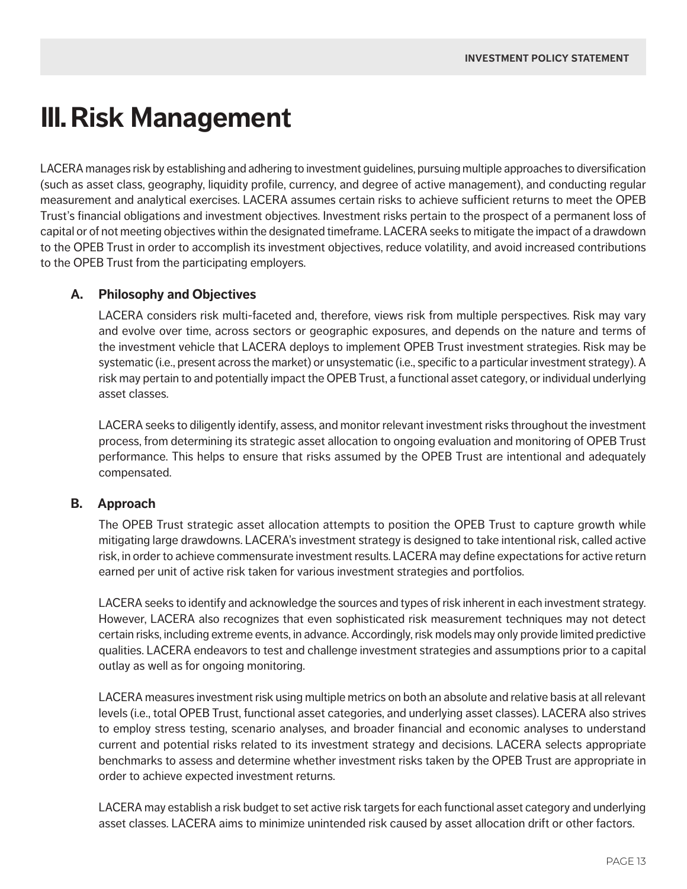# III. Risk Management

LACERA manages risk by establishing and adhering to investment guidelines, pursuing multiple approaches to diversification (such as asset class, geography, liquidity profile, currency, and degree of active management), and conducting regular measurement and analytical exercises. LACERA assumes certain risks to achieve sufficient returns to meet the OPEB Trust's financial obligations and investment objectives. Investment risks pertain to the prospect of a permanent loss of capital or of not meeting objectives within the designated timeframe. LACERA seeks to mitigate the impact of a drawdown to the OPEB Trust in order to accomplish its investment objectives, reduce volatility, and avoid increased contributions to the OPEB Trust from the participating employers.

## A. Philosophy and Objectives

LACERA considers risk multi-faceted and, therefore, views risk from multiple perspectives. Risk may vary and evolve over time, across sectors or geographic exposures, and depends on the nature and terms of the investment vehicle that LACERA deploys to implement OPEB Trust investment strategies. Risk may be systematic (i.e., present across the market) or unsystematic (i.e., specific to a particular investment strategy). A risk may pertain to and potentially impact the OPEB Trust, a functional asset category, or individual underlying asset classes.

LACERA seeks to diligently identify, assess, and monitor relevant investment risks throughout the investment process, from determining its strategic asset allocation to ongoing evaluation and monitoring of OPEB Trust performance. This helps to ensure that risks assumed by the OPEB Trust are intentional and adequately compensated.

## B. Approach

The OPEB Trust strategic asset allocation attempts to position the OPEB Trust to capture growth while mitigating large drawdowns. LACERA's investment strategy is designed to take intentional risk, called active risk, in order to achieve commensurate investment results. LACERA may define expectations for active return earned per unit of active risk taken for various investment strategies and portfolios.

LACERA seeks to identify and acknowledge the sources and types of risk inherent in each investment strategy. However, LACERA also recognizes that even sophisticated risk measurement techniques may not detect certain risks, including extreme events, in advance. Accordingly, risk models may only provide limited predictive qualities. LACERA endeavors to test and challenge investment strategies and assumptions prior to a capital outlay as well as for ongoing monitoring.

LACERA measures investment risk using multiple metrics on both an absolute and relative basis at all relevant levels (i.e., total OPEB Trust, functional asset categories, and underlying asset classes). LACERA also strives to employ stress testing, scenario analyses, and broader financial and economic analyses to understand current and potential risks related to its investment strategy and decisions. LACERA selects appropriate benchmarks to assess and determine whether investment risks taken by the OPEB Trust are appropriate in order to achieve expected investment returns.

LACERA may establish a risk budget to set active risk targets for each functional asset category and underlying asset classes. LACERA aims to minimize unintended risk caused by asset allocation drift or other factors.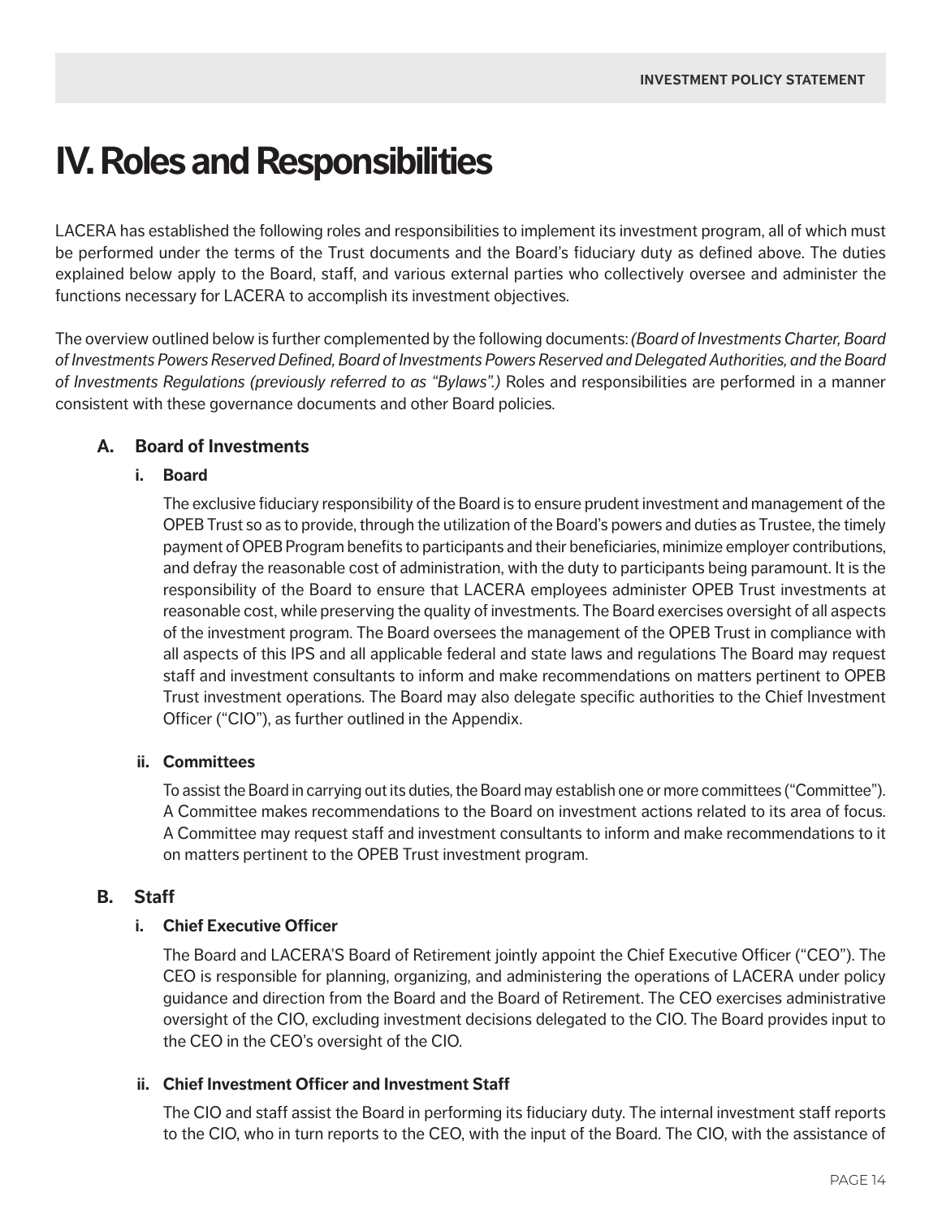# IV. Roles and Responsibilities

LACERA has established the following roles and responsibilities to implement its investment program, all of which must be performed under the terms of the Trust documents and the Board's fiduciary duty as defined above. The duties explained below apply to the Board, staff, and various external parties who collectively oversee and administer the functions necessary for LACERA to accomplish its investment objectives.

The overview outlined below is further complemented by the following documents: *(Board of Investments Charter, Board of Investments Powers Reserved Defined, Board of Investments Powers Reserved and Delegated Authorities, and the Board of Investments Regulations (previously referred to as "Bylaws".)* Roles and responsibilities are performed in a manner consistent with these governance documents and other Board policies.

## A. Board of Investments

### i. Board

The exclusive fiduciary responsibility of the Board is to ensure prudent investment and management of the OPEB Trust so as to provide, through the utilization of the Board's powers and duties as Trustee, the timely payment of OPEB Program benefits to participants and their beneficiaries, minimize employer contributions, and defray the reasonable cost of administration, with the duty to participants being paramount. It is the responsibility of the Board to ensure that LACERA employees administer OPEB Trust investments at reasonable cost, while preserving the quality of investments. The Board exercises oversight of all aspects of the investment program. The Board oversees the management of the OPEB Trust in compliance with all aspects of this IPS and all applicable federal and state laws and regulations The Board may request staff and investment consultants to inform and make recommendations on matters pertinent to OPEB Trust investment operations. The Board may also delegate specific authorities to the Chief Investment Officer ("CIO"), as further outlined in the Appendix.

### ii. Committees

To assist the Board in carrying out its duties, the Board may establish one or more committees ("Committee"). A Committee makes recommendations to the Board on investment actions related to its area of focus. A Committee may request staff and investment consultants to inform and make recommendations to it on matters pertinent to the OPEB Trust investment program.

## B. Staff

### i. Chief Executive Officer

The Board and LACERA'S Board of Retirement jointly appoint the Chief Executive Officer ("CEO"). The CEO is responsible for planning, organizing, and administering the operations of LACERA under policy guidance and direction from the Board and the Board of Retirement. The CEO exercises administrative oversight of the CIO, excluding investment decisions delegated to the CIO. The Board provides input to the CEO in the CEO's oversight of the CIO.

### ii. Chief Investment Officer and Investment Staff

The CIO and staff assist the Board in performing its fiduciary duty. The internal investment staff reports to the CIO, who in turn reports to the CEO, with the input of the Board. The CIO, with the assistance of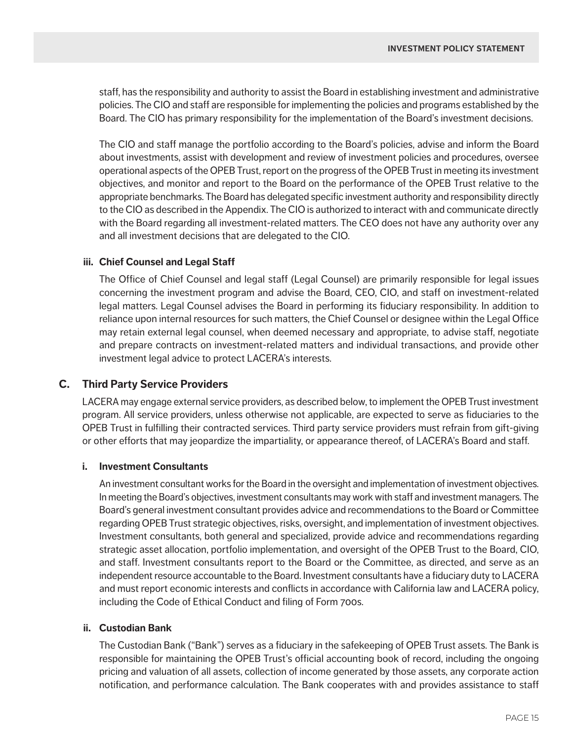staff, has the responsibility and authority to assist the Board in establishing investment and administrative policies. The CIO and staff are responsible for implementing the policies and programs established by the Board. The CIO has primary responsibility for the implementation of the Board's investment decisions.

The CIO and staff manage the portfolio according to the Board's policies, advise and inform the Board about investments, assist with development and review of investment policies and procedures, oversee operational aspects of the OPEB Trust, report on the progress of the OPEB Trust in meeting its investment objectives, and monitor and report to the Board on the performance of the OPEB Trust relative to the appropriate benchmarks. The Board has delegated specific investment authority and responsibility directly to the CIO as described in the Appendix. The CIO is authorized to interact with and communicate directly with the Board regarding all investment-related matters. The CEO does not have any authority over any and all investment decisions that are delegated to the CIO.

#### iii. Chief Counsel and Legal Staff

The Office of Chief Counsel and legal staff (Legal Counsel) are primarily responsible for legal issues concerning the investment program and advise the Board, CEO, CIO, and staff on investment-related legal matters. Legal Counsel advises the Board in performing its fiduciary responsibility. In addition to reliance upon internal resources for such matters, the Chief Counsel or designee within the Legal Office may retain external legal counsel, when deemed necessary and appropriate, to advise staff, negotiate and prepare contracts on investment-related matters and individual transactions, and provide other investment legal advice to protect LACERA's interests.

### C. Third Party Service Providers

LACERA may engage external service providers, as described below, to implement the OPEB Trust investment program. All service providers, unless otherwise not applicable, are expected to serve as fiduciaries to the OPEB Trust in fulfilling their contracted services. Third party service providers must refrain from gift-giving or other efforts that may jeopardize the impartiality, or appearance thereof, of LACERA's Board and staff.

#### i. Investment Consultants

An investment consultant works for the Board in the oversight and implementation of investment objectives. In meeting the Board's objectives, investment consultants may work with staff and investment managers. The Board's general investment consultant provides advice and recommendations to the Board or Committee regarding OPEB Trust strategic objectives, risks, oversight, and implementation of investment objectives. Investment consultants, both general and specialized, provide advice and recommendations regarding strategic asset allocation, portfolio implementation, and oversight of the OPEB Trust to the Board, CIO, and staff. Investment consultants report to the Board or the Committee, as directed, and serve as an independent resource accountable to the Board. Investment consultants have a fiduciary duty to LACERA and must report economic interests and conflicts in accordance with California law and LACERA policy, including the Code of Ethical Conduct and filing of Form 700s.

#### ii. Custodian Bank

The Custodian Bank ("Bank") serves as a fiduciary in the safekeeping of OPEB Trust assets. The Bank is responsible for maintaining the OPEB Trust's official accounting book of record, including the ongoing pricing and valuation of all assets, collection of income generated by those assets, any corporate action notification, and performance calculation. The Bank cooperates with and provides assistance to staff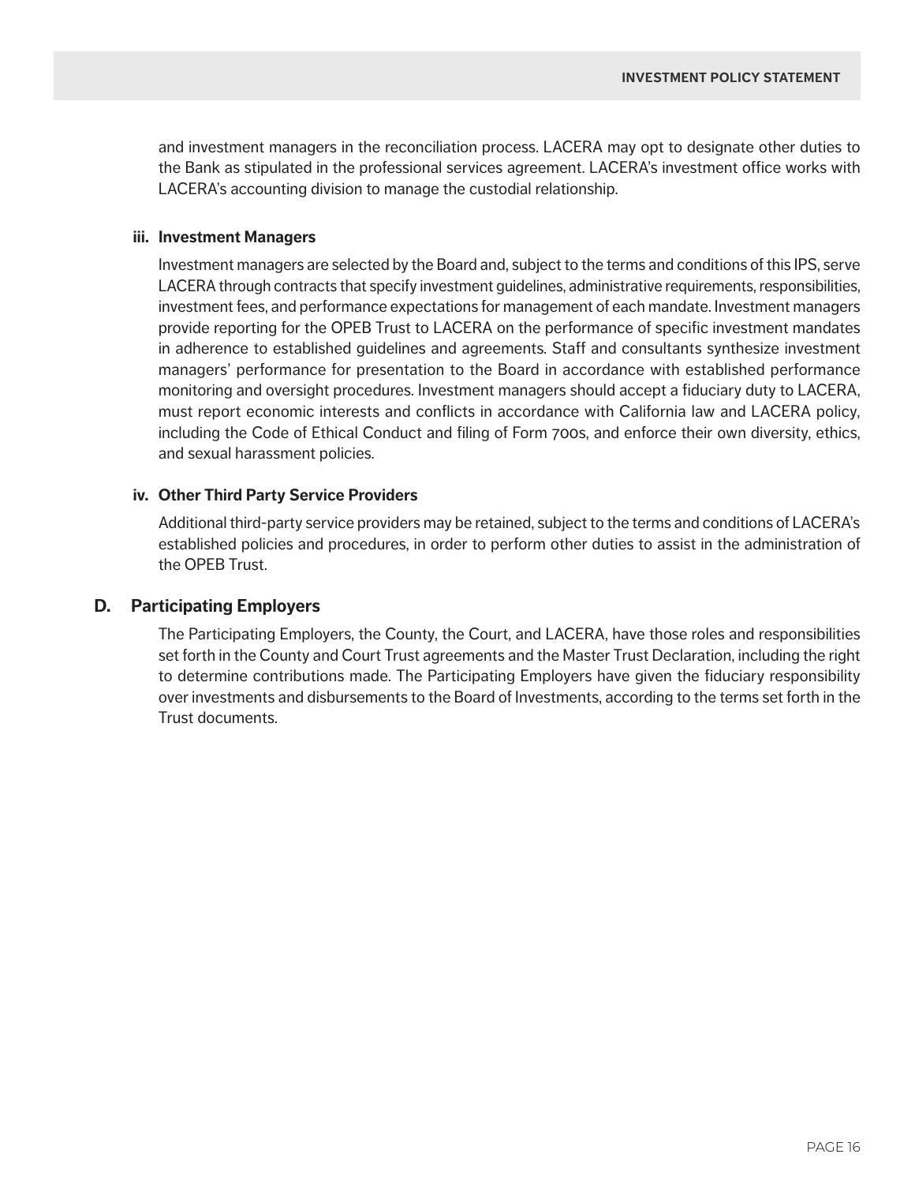and investment managers in the reconciliation process. LACERA may opt to designate other duties to the Bank as stipulated in the professional services agreement. LACERA's investment office works with LACERA's accounting division to manage the custodial relationship.

#### iii. Investment Managers

Investment managers are selected by the Board and, subject to the terms and conditions of this IPS, serve LACERA through contracts that specify investment guidelines, administrative requirements, responsibilities, investment fees, and performance expectations for management of each mandate. Investment managers provide reporting for the OPEB Trust to LACERA on the performance of specific investment mandates in adherence to established guidelines and agreements. Staff and consultants synthesize investment managers' performance for presentation to the Board in accordance with established performance monitoring and oversight procedures. Investment managers should accept a fiduciary duty to LACERA, must report economic interests and conflicts in accordance with California law and LACERA policy, including the Code of Ethical Conduct and filing of Form 700s, and enforce their own diversity, ethics, and sexual harassment policies.

#### iv. Other Third Party Service Providers

Additional third-party service providers may be retained, subject to the terms and conditions of LACERA's established policies and procedures, in order to perform other duties to assist in the administration of the OPEB Trust.

### D. Participating Employers

The Participating Employers, the County, the Court, and LACERA, have those roles and responsibilities set forth in the County and Court Trust agreements and the Master Trust Declaration, including the right to determine contributions made. The Participating Employers have given the fiduciary responsibility over investments and disbursements to the Board of Investments, according to the terms set forth in the Trust documents.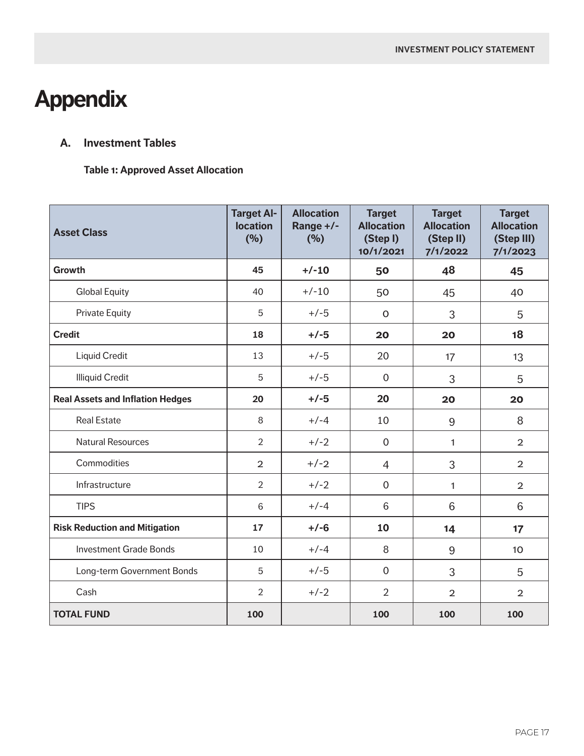# Appendix

## A. Investment Tables

### Table 1: Approved Asset Allocation

| Asset Class | Target Allocation (%) | Allocation Range +/- (%) | Target Allocation (Step I) 10/1/2021 | Target Allocation (Step II) 7/1/2022 | Target Allocation (Step III) 7/1/2023 |
|---|---|---|---|---|---|
| **Growth** | **45** | **+/-10** | **50** | **48** | **45** |
| Global Equity | 40 | +/-10 | 50 | 45 | 40 |
| Private Equity | 5 | +/-5 | 0 | 3 | 5 |
| **Credit** | **18** | **+/-5** | **20** | **20** | **18** |
| Liquid Credit | 13 | +/-5 | 20 | 17 | 13 |
| Illiquid Credit | 5 | +/-5 | 0 | 3 | 5 |
| **Real Assets and Inflation Hedges** | **20** | **+/-5** | **20** | **20** | **20** |
| Real Estate | 8 | +/-4 | 10 | 9 | 8 |
| Natural Resources | 2 | +/-2 | 0 | 1 | 2 |
| Commodities | 2 | +/-2 | 4 | 3 | 2 |
| Infrastructure | 2 | +/-2 | 0 | 1 | 2 |
| TIPS | 6 | +/-4 | 6 | 6 | 6 |
| **Risk Reduction and Mitigation** | **17** | **+/-6** | **10** | **14** | **17** |
| Investment Grade Bonds | 10 | +/-4 | 8 | 9 | 10 |
| Long-term Government Bonds | 5 | +/-5 | 0 | 3 | 5 |
| Cash | 2 | +/-2 | 2 | 2 | 2 |
| **TOTAL FUND** | **100** | | **100** | **100** | **100** |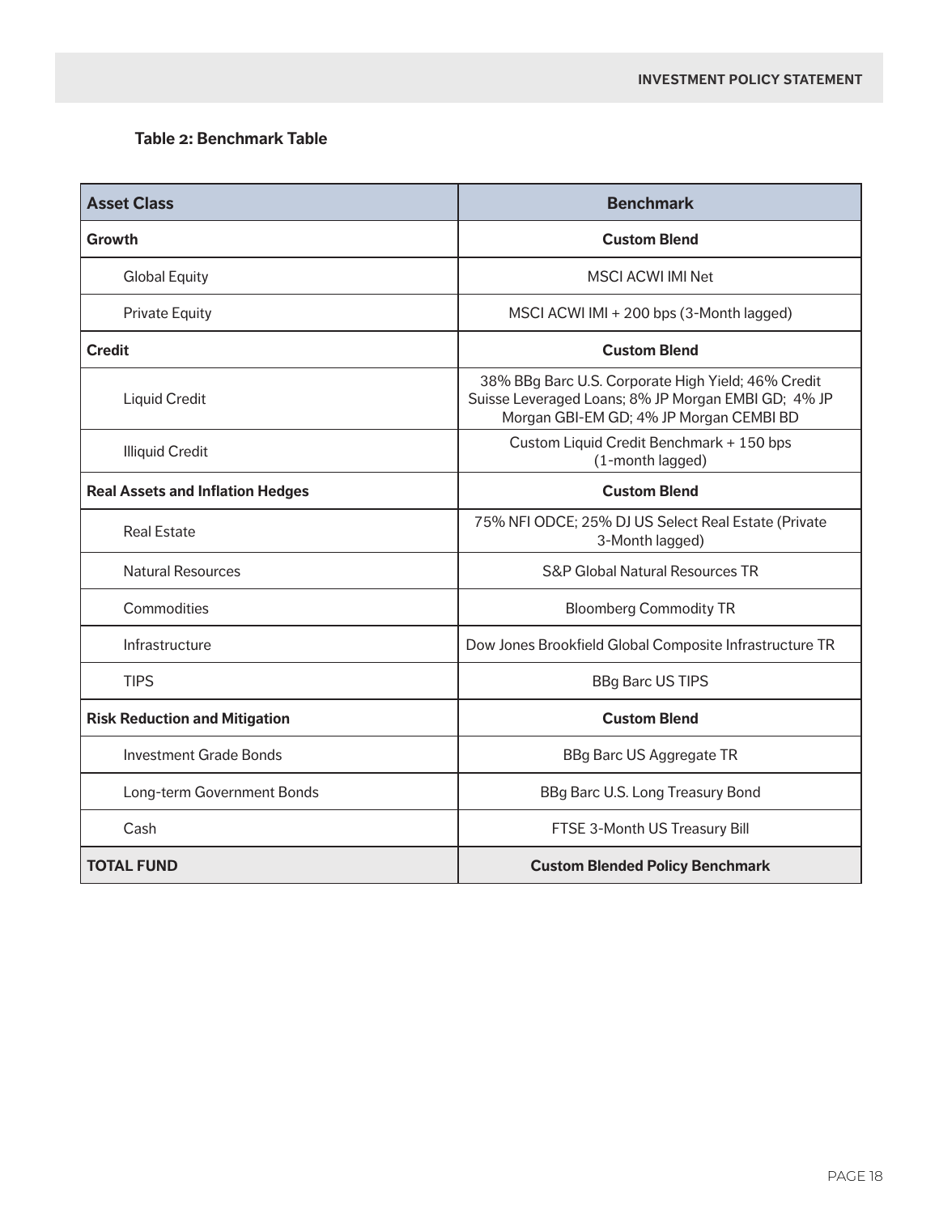**Table 2: Benchmark Table**

| Asset Class | Benchmark |
|---|---|
| **Growth** | **Custom Blend** |
| Global Equity | MSCI ACWI IMI Net |
| Private Equity | MSCI ACWI IMI + 200 bps (3-Month lagged) |
| **Credit** | **Custom Blend** |
| Liquid Credit | 38% BBg Barc U.S. Corporate High Yield; 46% Credit Suisse Leveraged Loans; 8% JP Morgan EMBI GD; 4% JP Morgan GBI-EM GD; 4% JP Morgan CEMBI BD |
| Illiquid Credit | Custom Liquid Credit Benchmark + 150 bps (1-month lagged) |
| **Real Assets and Inflation Hedges** | **Custom Blend** |
| Real Estate | 75% NFI ODCE; 25% DJ US Select Real Estate (Private 3-Month lagged) |
| Natural Resources | S&P Global Natural Resources TR |
| Commodities | Bloomberg Commodity TR |
| Infrastructure | Dow Jones Brookfield Global Composite Infrastructure TR |
| TIPS | BBg Barc US TIPS |
| **Risk Reduction and Mitigation** | **Custom Blend** |
| Investment Grade Bonds | BBg Barc US Aggregate TR |
| Long-term Government Bonds | BBg Barc U.S. Long Treasury Bond |
| Cash | FTSE 3-Month US Treasury Bill |
| **TOTAL FUND** | **Custom Blended Policy Benchmark** |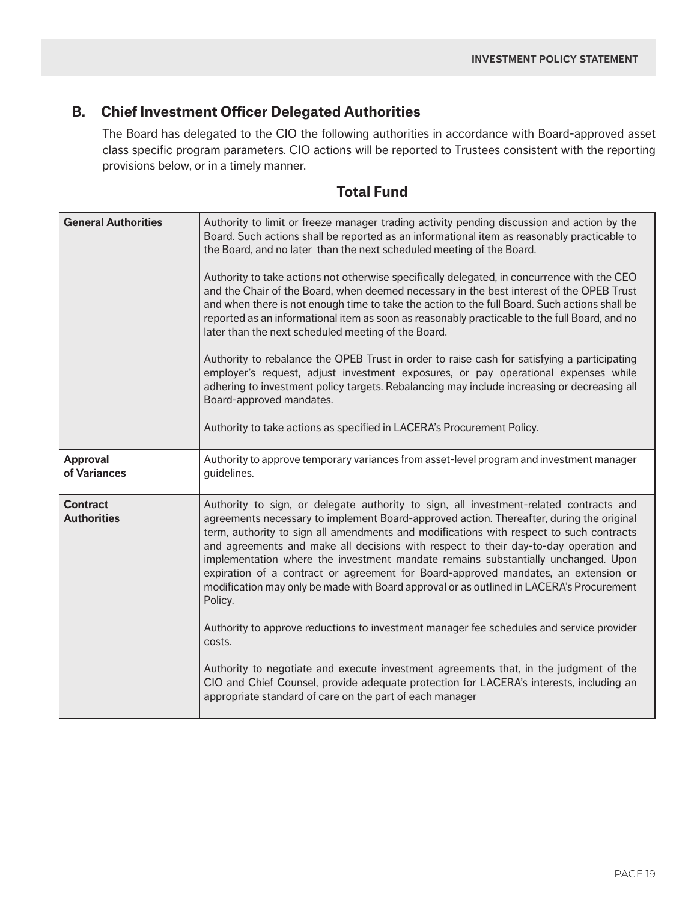## B. Chief Investment Officer Delegated Authorities

The Board has delegated to the CIO the following authorities in accordance with Board-approved asset class specific program parameters. CIO actions will be reported to Trustees consistent with the reporting provisions below, or in a timely manner.

### Total Fund

| | |
|---|---|
| **General Authorities** | Authority to limit or freeze manager trading activity pending discussion and action by the Board. Such actions shall be reported as an informational item as reasonably practicable to the Board, and no later than the next scheduled meeting of the Board.<br><br>Authority to take actions not otherwise specifically delegated, in concurrence with the CEO and the Chair of the Board, when deemed necessary in the best interest of the OPEB Trust and when there is not enough time to take the action to the full Board. Such actions shall be reported as an informational item as soon as reasonably practicable to the full Board, and no later than the next scheduled meeting of the Board.<br><br>Authority to rebalance the OPEB Trust in order to raise cash for satisfying a participating employer's request, adjust investment exposures, or pay operational expenses while adhering to investment policy targets. Rebalancing may include increasing or decreasing all Board-approved mandates.<br><br>Authority to take actions as specified in LACERA's Procurement Policy. |
| **Approval of Variances** | Authority to approve temporary variances from asset-level program and investment manager guidelines. |
| **Contract Authorities** | Authority to sign, or delegate authority to sign, all investment-related contracts and agreements necessary to implement Board-approved action. Thereafter, during the original term, authority to sign all amendments and modifications with respect to such contracts and agreements and make all decisions with respect to their day-to-day operation and implementation where the investment mandate remains substantially unchanged. Upon expiration of a contract or agreement for Board-approved mandates, an extension or modification may only be made with Board approval or as outlined in LACERA's Procurement Policy.<br><br>Authority to approve reductions to investment manager fee schedules and service provider costs.<br><br>Authority to negotiate and execute investment agreements that, in the judgment of the CIO and Chief Counsel, provide adequate protection for LACERA's interests, including an appropriate standard of care on the part of each manager |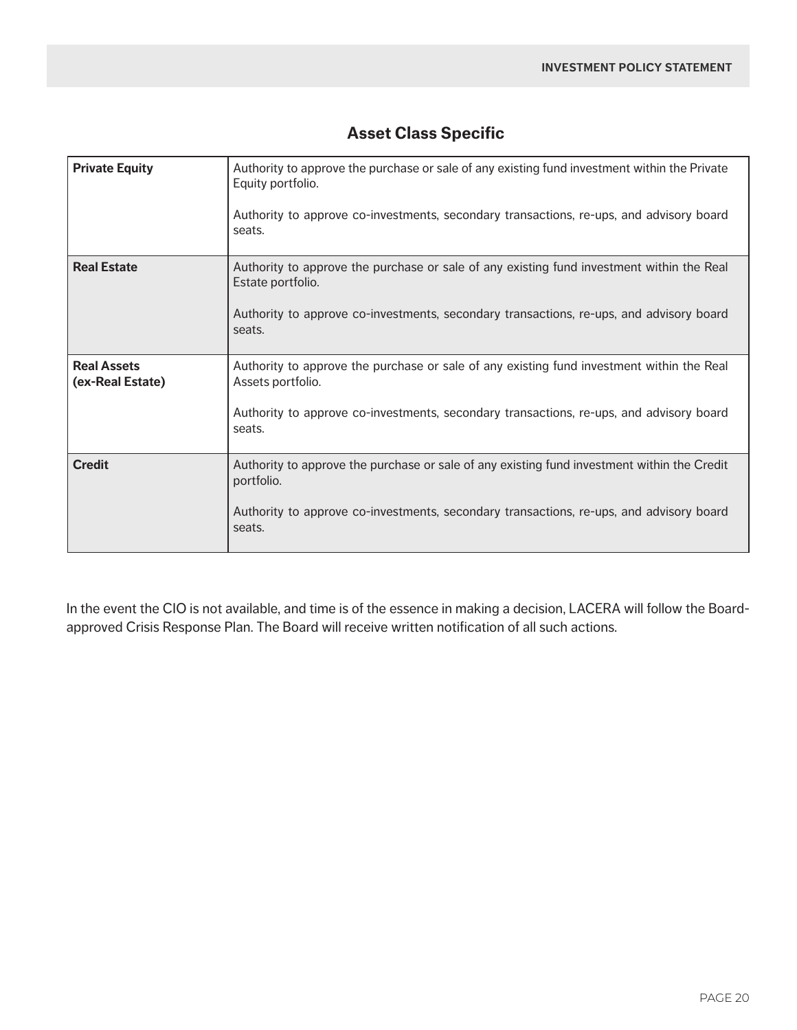## Asset Class Specific

| | |
|---|---|
| **Private Equity** | Authority to approve the purchase or sale of any existing fund investment within the Private Equity portfolio.<br><br>Authority to approve co-investments, secondary transactions, re-ups, and advisory board seats. |
| **Real Estate** | Authority to approve the purchase or sale of any existing fund investment within the Real Estate portfolio.<br><br>Authority to approve co-investments, secondary transactions, re-ups, and advisory board seats. |
| **Real Assets (ex-Real Estate)** | Authority to approve the purchase or sale of any existing fund investment within the Real Assets portfolio.<br><br>Authority to approve co-investments, secondary transactions, re-ups, and advisory board seats. |
| **Credit** | Authority to approve the purchase or sale of any existing fund investment within the Credit portfolio.<br><br>Authority to approve co-investments, secondary transactions, re-ups, and advisory board seats. |

In the event the CIO is not available, and time is of the essence in making a decision, LACERA will follow the Board-approved Crisis Response Plan. The Board will receive written notification of all such actions.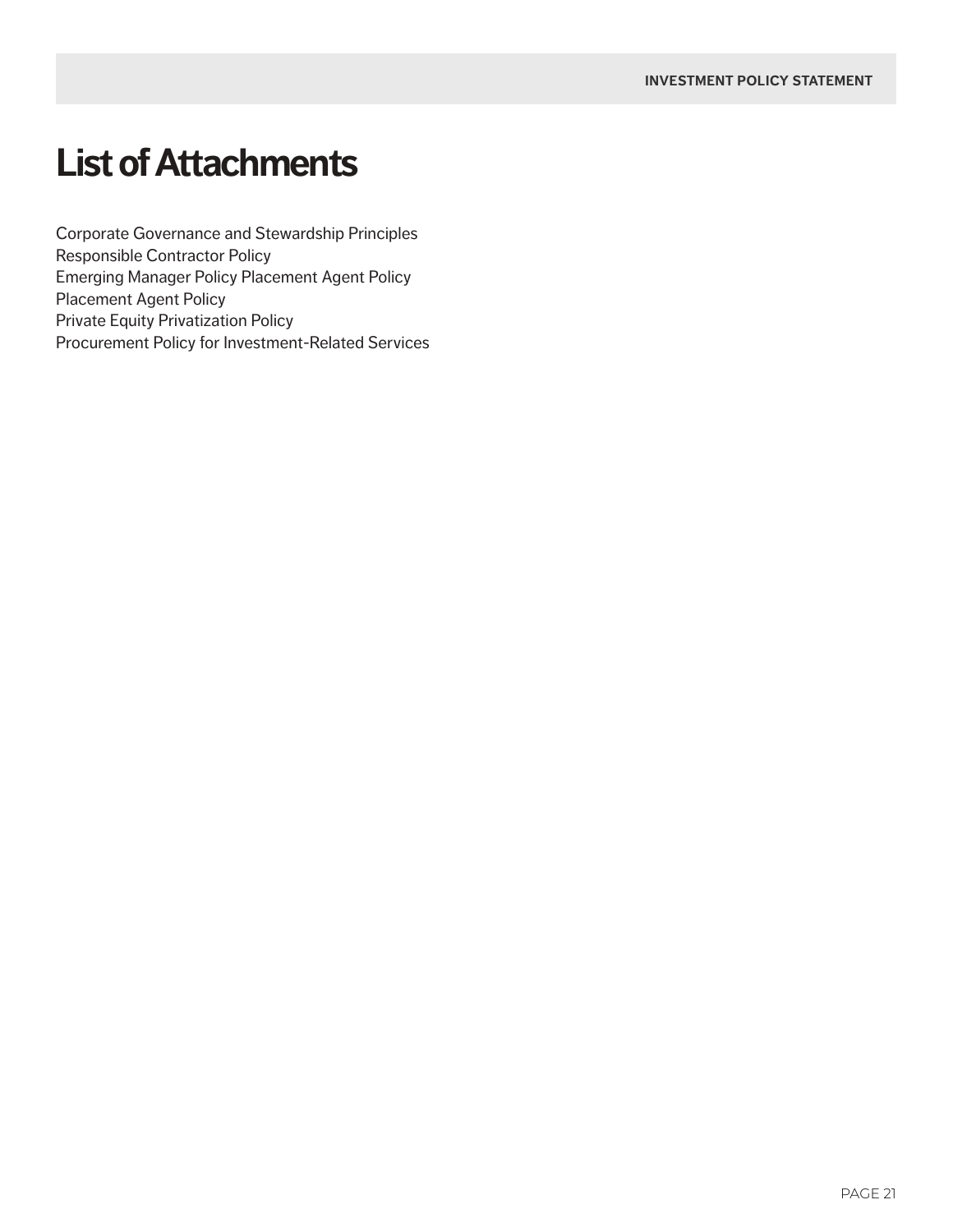# List of Attachments

Corporate Governance and Stewardship Principles
Responsible Contractor Policy
Emerging Manager Policy Placement Agent Policy
Placement Agent Policy
Private Equity Privatization Policy
Procurement Policy for Investment-Related Services